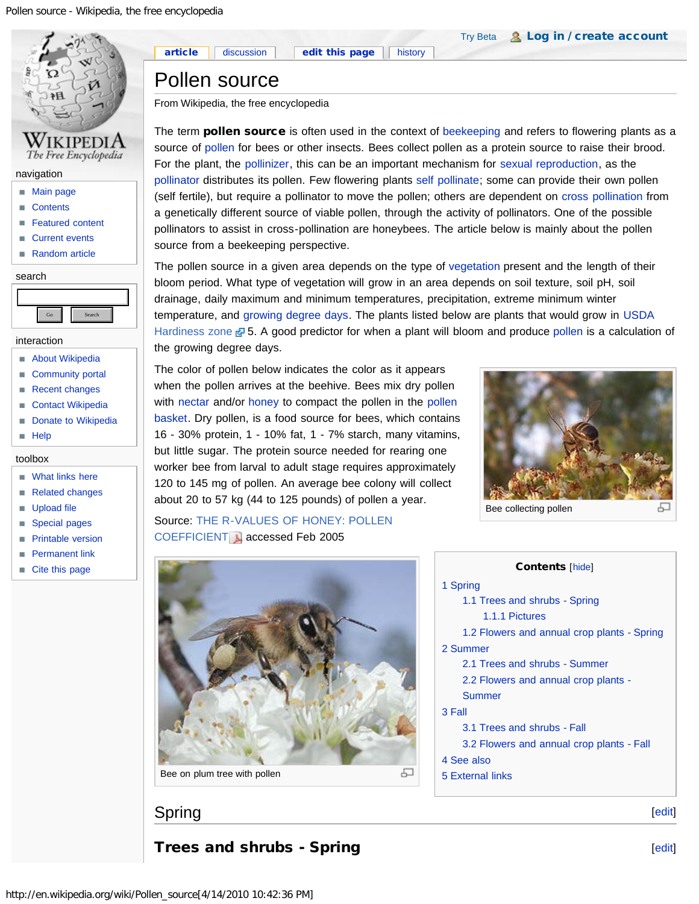# Pollen source

From Wikipedia, the free encyclopedia

The term **pollen source** is often used in the context of beekeeping and refers to flowering plants as a source of pollen for bees or other insects. Bees collect pollen as a protein source to raise their brood. For the plant, the pollinizer, this can be an important mechanism for sexual reproduction, as the pollinator distributes its pollen. Few flowering plants self pollinate; some can provide their own pollen (self fertile), but require a pollinator to move the pollen; others are dependent on cross pollination from a genetically different source of viable pollen, through the activity of pollinators. One of the possible pollinators to assist in cross-pollination are honeybees. The article below is mainly about the pollen source from a beekeeping perspective.

The pollen source in a given area depends on the type of vegetation present and the length of their bloom period. What type of vegetation will grow in an area depends on soil texture, soil pH, soil drainage, daily maximum and minimum temperatures, precipitation, extreme minimum winter temperature, and growing degree days. The plants listed below are plants that would grow in USDA Hardiness zone 5. A good predictor for when a plant will bloom and produce pollen is a calculation of the growing degree days.

The color of pollen below indicates the color as it appears when the pollen arrives at the beehive. Bees mix dry pollen with nectar and/or honey to compact the pollen in the pollen basket. Dry pollen, is a food source for bees, which contains 16 - 30% protein, 1 - 10% fat, 1 - 7% starch, many vitamins, but little sugar. The protein source needed for rearing one worker bee from larval to adult stage requires approximately 120 to 145 mg of pollen. An average bee colony will collect about 20 to 57 kg (44 to 125 pounds) of pollen a year.

Bee collecting pollen

Source: THE R-VALUES OF HONEY: POLLEN COEFFICIENT accessed Feb 2005

Bee on plum tree with pollen

**Contents** [hide]

- 1 Spring
  - 1.1 Trees and shrubs - Spring
    - 1.1.1 Pictures
  - 1.2 Flowers and annual crop plants - Spring
- 2 Summer
  - 2.1 Trees and shrubs - Summer
  - 2.2 Flowers and annual crop plants - Summer
- 3 Fall
  - 3.1 Trees and shrubs - Fall
  - 3.2 Flowers and annual crop plants - Fall
- 4 See also
- 5 External links

## Spring

### Trees and shrubs - Spring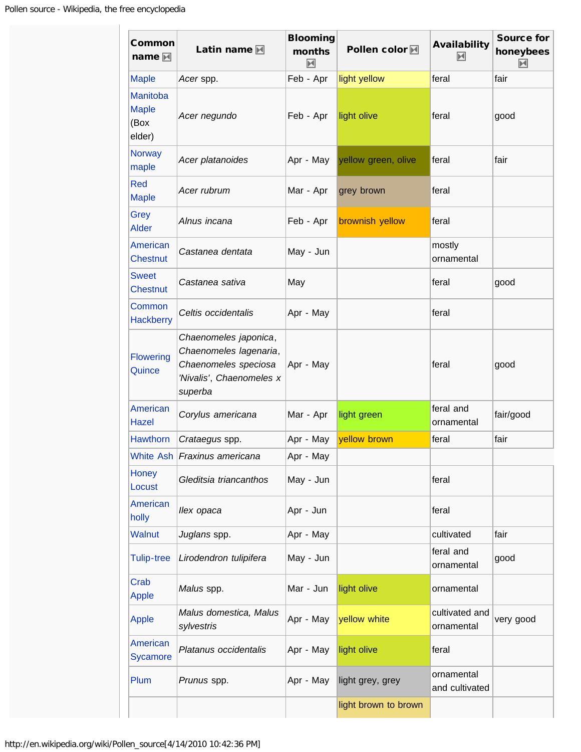| Common name | Latin name | Blooming months | Pollen color | Availability | Source for honeybees |
|---|---|---|---|---|---|
| Maple | *Acer* spp. | Feb - Apr | light yellow | feral | fair |
| Manitoba Maple (Box elder) | *Acer negundo* | Feb - Apr | light olive | feral | good |
| Norway maple | *Acer platanoides* | Apr - May | yellow green, olive | feral | fair |
| Red Maple | *Acer rubrum* | Mar - Apr | grey brown | feral | |
| Grey Alder | *Alnus incana* | Feb - Apr | brownish yellow | feral | |
| American Chestnut | *Castanea dentata* | May - Jun | | mostly ornamental | |
| Sweet Chestnut | *Castanea sativa* | May | | feral | good |
| Common Hackberry | *Celtis occidentalis* | Apr - May | | feral | |
| Flowering Quince | *Chaenomeles japonica*, *Chaenomeles lagenaria*, *Chaenomeles speciosa 'Nivalis'*, *Chaenomeles x superba* | Apr - May | | feral | good |
| American Hazel | *Corylus americana* | Mar - Apr | light green | feral and ornamental | fair/good |
| Hawthorn | *Crataegus* spp. | Apr - May | yellow brown | feral | fair |
| White Ash | *Fraxinus americana* | Apr - May | | | |
| Honey Locust | *Gleditsia triancanthos* | May - Jun | | feral | |
| American holly | *Ilex opaca* | Apr - Jun | | feral | |
| Walnut | *Juglans* spp. | Apr - May | | cultivated | fair |
| Tulip-tree | *Lirodendron tulipifera* | May - Jun | | feral and ornamental | good |
| Crab Apple | *Malus* spp. | Mar - Jun | light olive | ornamental | |
| Apple | *Malus domestica, Malus sylvestris* | Apr - May | yellow white | cultivated and ornamental | very good |
| American Sycamore | *Platanus occidentalis* | Apr - May | light olive | feral | |
| Plum | *Prunus* spp. | Apr - May | light grey, grey | ornamental and cultivated | |
| | | | light brown to brown | | |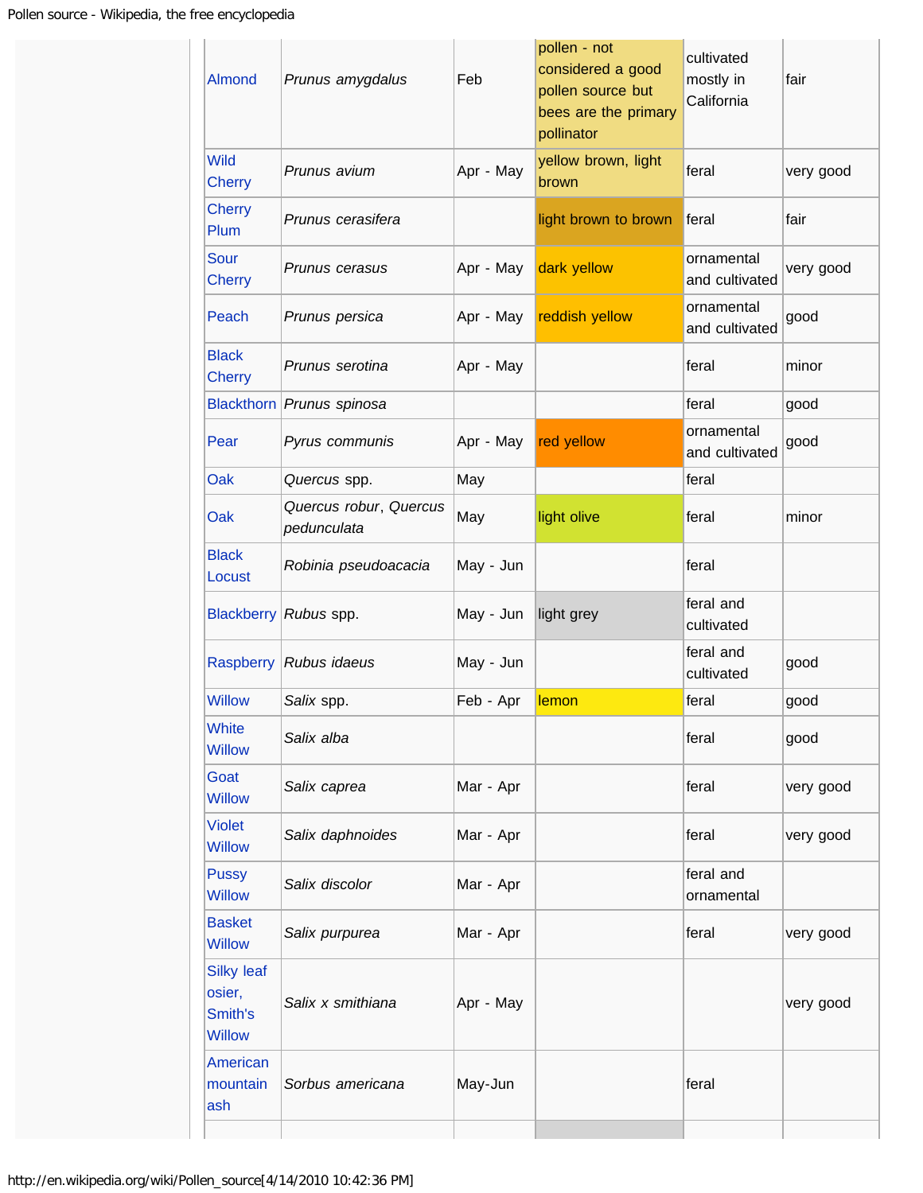| | | | | | |
|---|---|---|---|---|---|
| Almond | *Prunus amygdalus* | Feb | pollen - not considered a good pollen source but bees are the primary pollinator | cultivated mostly in California | fair |
| Wild Cherry | *Prunus avium* | Apr - May | yellow brown, light brown | feral | very good |
| Cherry Plum | *Prunus cerasifera* | | light brown to brown | feral | fair |
| Sour Cherry | *Prunus cerasus* | Apr - May | dark yellow | ornamental and cultivated | very good |
| Peach | *Prunus persica* | Apr - May | reddish yellow | ornamental and cultivated | good |
| Black Cherry | *Prunus serotina* | Apr - May | | feral | minor |
| Blackthorn | *Prunus spinosa* | | | feral | good |
| Pear | *Pyrus communis* | Apr - May | red yellow | ornamental and cultivated | good |
| Oak | *Quercus* spp. | May | | feral | |
| Oak | *Quercus robur*, *Quercus pedunculata* | May | light olive | feral | minor |
| Black Locust | *Robinia pseudoacacia* | May - Jun | | feral | |
| Blackberry | *Rubus* spp. | May - Jun | light grey | feral and cultivated | |
| Raspberry | *Rubus idaeus* | May - Jun | | feral and cultivated | good |
| Willow | *Salix* spp. | Feb - Apr | lemon | feral | good |
| White Willow | *Salix alba* | | | feral | good |
| Goat Willow | *Salix caprea* | Mar - Apr | | feral | very good |
| Violet Willow | *Salix daphnoides* | Mar - Apr | | feral | very good |
| Pussy Willow | *Salix discolor* | Mar - Apr | | feral and ornamental | |
| Basket Willow | *Salix purpurea* | Mar - Apr | | feral | very good |
| Silky leaf osier, Smith's Willow | *Salix x smithiana* | Apr - May | | | very good |
| American mountain ash | *Sorbus americana* | May-Jun | | feral | |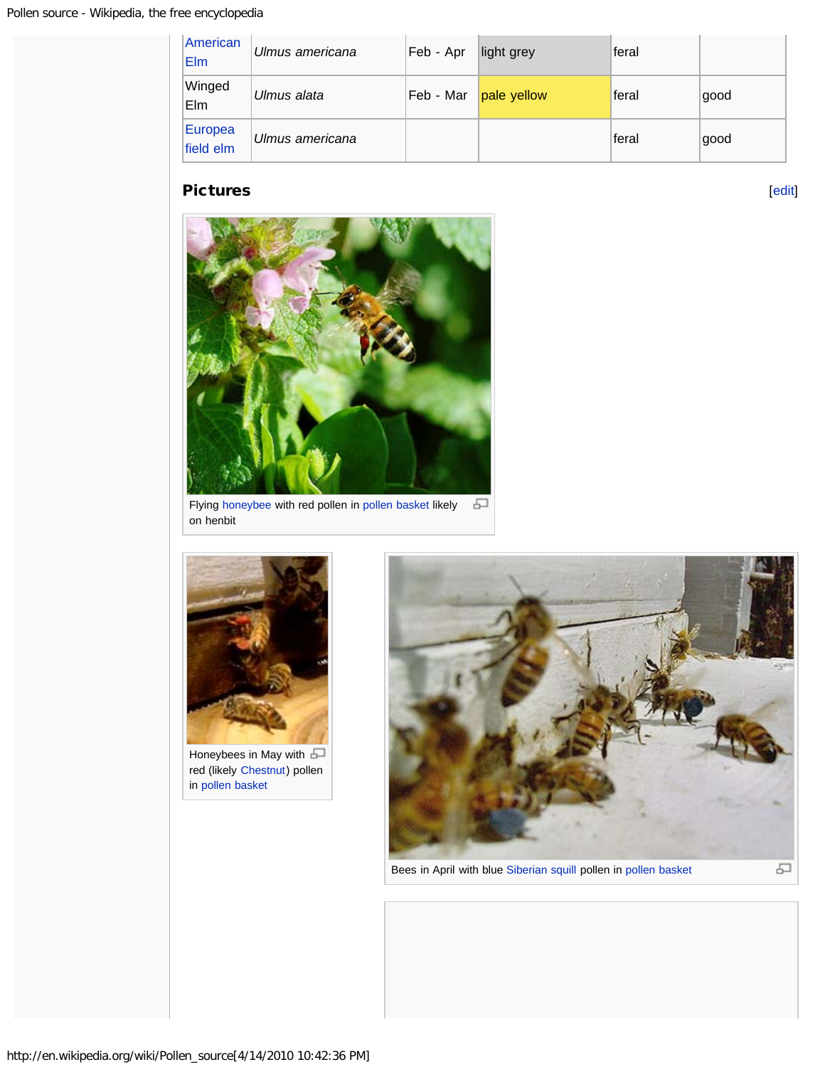| American Elm | *Ulmus americana* | Feb - Apr | light grey | feral | |
|---|---|---|---|---|---|
| Winged Elm | *Ulmus alata* | Feb - Mar | pale yellow | feral | good |
| Europea field elm | *Ulmus americana* | | | feral | good |

## Pictures

Flying honeybee with red pollen in pollen basket likely on henbit

Honeybees in May with red (likely Chestnut) pollen in pollen basket

Bees in April with blue Siberian squill pollen in pollen basket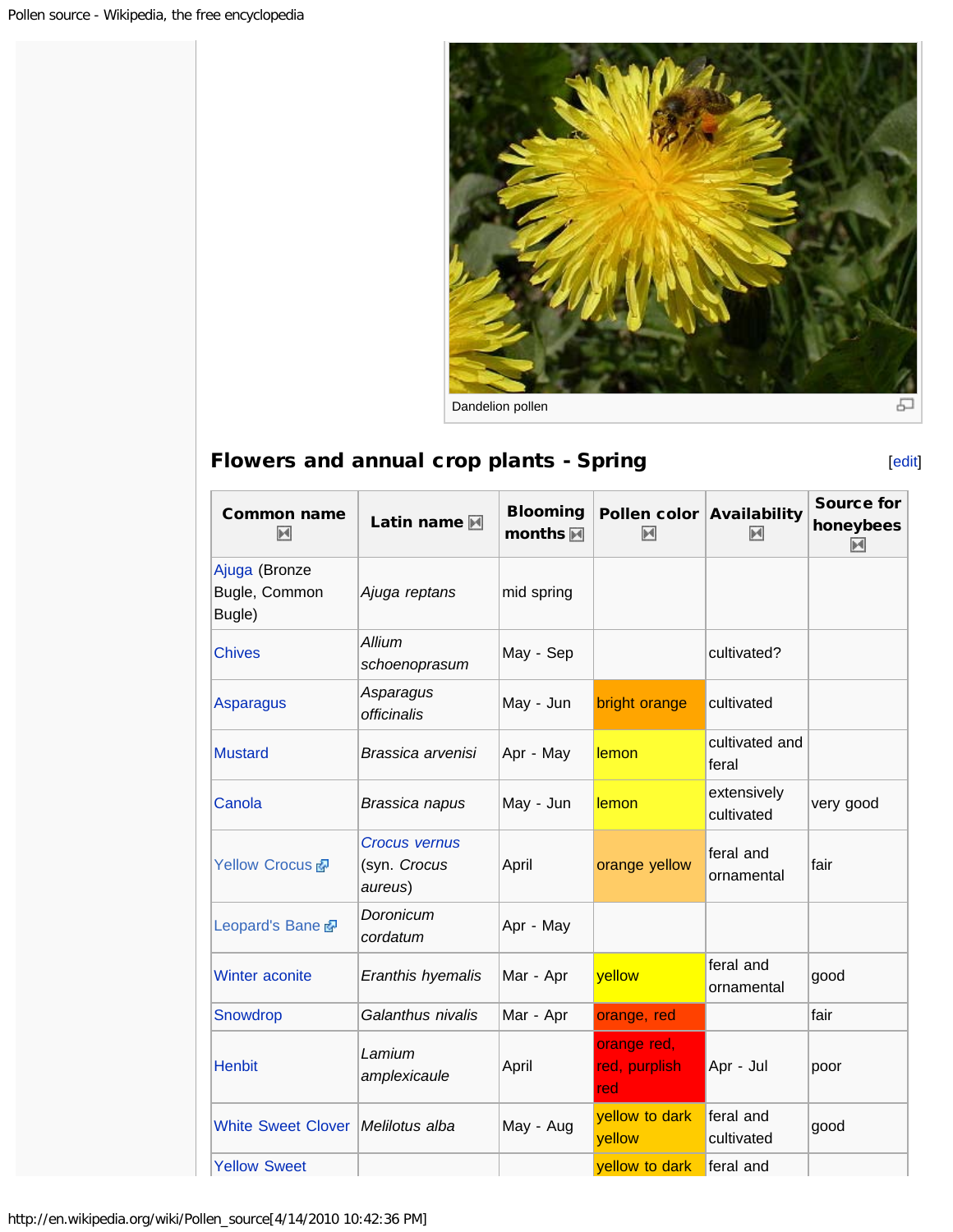Dandelion pollen

## Flowers and annual crop plants - Spring

| Common name | Latin name | Blooming months | Pollen color | Availability | Source for honeybees |
|---|---|---|---|---|---|
| Ajuga (Bronze Bugle, Common Bugle) | *Ajuga reptans* | mid spring | | | |
| Chives | *Allium schoenoprasum* | May - Sep | | cultivated? | |
| Asparagus | *Asparagus officinalis* | May - Jun | bright orange | cultivated | |
| Mustard | *Brassica arvenisi* | Apr - May | lemon | cultivated and feral | |
| Canola | *Brassica napus* | May - Jun | lemon | extensively cultivated | very good |
| Yellow Crocus | *Crocus vernus* (syn. *Crocus aureus*) | April | orange yellow | feral and ornamental | fair |
| Leopard's Bane | *Doronicum cordatum* | Apr - May | | | |
| Winter aconite | *Eranthis hyemalis* | Mar - Apr | yellow | feral and ornamental | good |
| Snowdrop | *Galanthus nivalis* | Mar - Apr | orange, red | | fair |
| Henbit | *Lamium amplexicaule* | April | orange red, red, purplish red | Apr - Jul | poor |
| White Sweet Clover | *Melilotus alba* | May - Aug | yellow to dark yellow | feral and cultivated | good |
| Yellow Sweet | | | yellow to dark | feral and | |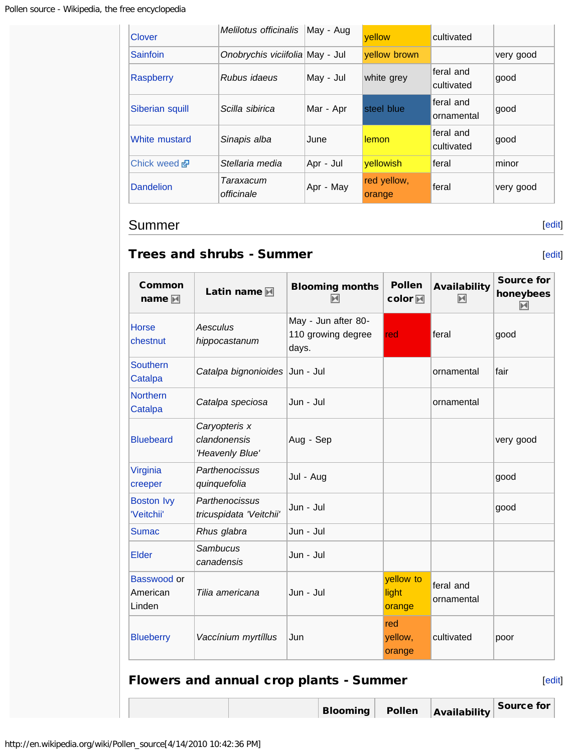| Clover | *Melilotus officinalis* | May - Aug | yellow | cultivated | |
|---|---|---|---|---|---|
| Sainfoin | *Onobrychis viciifolia* | May - Jul | yellow brown | | very good |
| Raspberry | *Rubus idaeus* | May - Jul | white grey | feral and cultivated | good |
| Siberian squill | *Scilla sibirica* | Mar - Apr | steel blue | feral and ornamental | good |
| White mustard | *Sinapis alba* | June | lemon | feral and cultivated | good |
| Chick weed | *Stellaria media* | Apr - Jul | yellowish | feral | minor |
| Dandelion | *Taraxacum officinale* | Apr - May | red yellow, orange | feral | very good |

## Summer

### Trees and shrubs - Summer

| Common name | Latin name | Blooming months | Pollen color | Availability | Source for honeybees |
|---|---|---|---|---|---|
| Horse chestnut | *Aesculus hippocastanum* | May - Jun after 80-110 growing degree days. | red | feral | good |
| Southern Catalpa | *Catalpa bignonioides* | Jun - Jul | | ornamental | fair |
| Northern Catalpa | *Catalpa speciosa* | Jun - Jul | | ornamental | |
| Bluebeard | *Caryopteris x clandonensis 'Heavenly Blue'* | Aug - Sep | | | very good |
| Virginia creeper | *Parthenocissus quinquefolia* | Jul - Aug | | | good |
| Boston Ivy 'Veitchii' | *Parthenocissus tricuspidata 'Veitchii'* | Jun - Jul | | | good |
| Sumac | *Rhus glabra* | Jun - Jul | | | |
| Elder | *Sambucus canadensis* | Jun - Jul | | | |
| Basswood or American Linden | *Tilia americana* | Jun - Jul | yellow to light orange | feral and ornamental | |
| Blueberry | *Vaccínium myrtíllus* | Jun | red yellow, orange | cultivated | poor |

### Flowers and annual crop plants - Summer

| | | Blooming | Pollen | Availability | Source for |
|---|---|---|---|---|---|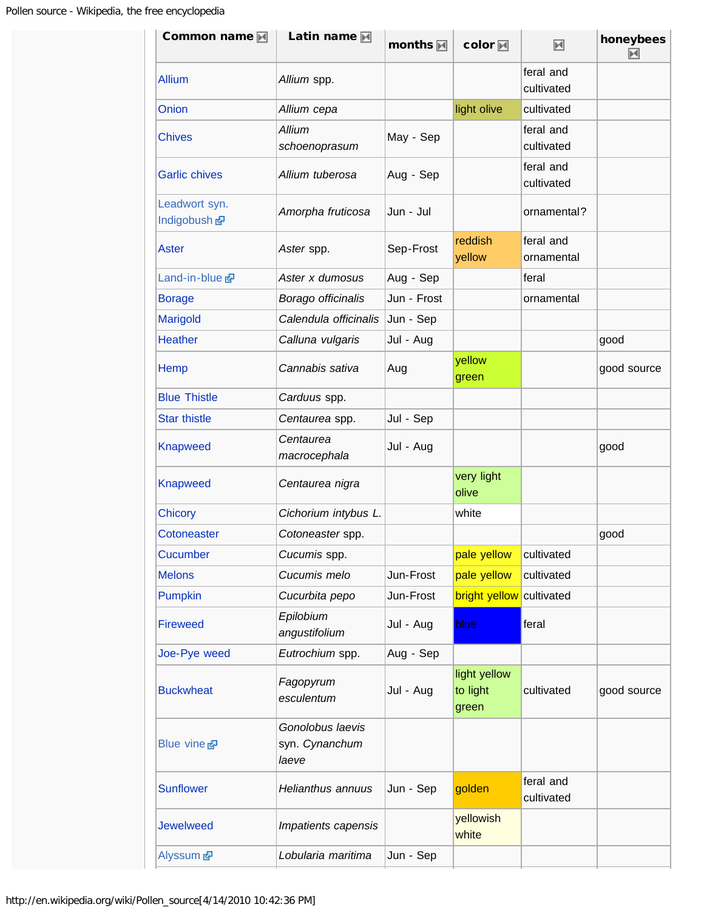| Common name | Latin name | months | color | | honeybees |
|---|---|---|---|---|---|
| Allium | *Allium* spp. | | | feral and cultivated | |
| Onion | *Allium cepa* | | light olive | cultivated | |
| Chives | *Allium schoenoprasum* | May - Sep | | feral and cultivated | |
| Garlic chives | *Allium tuberosa* | Aug - Sep | | feral and cultivated | |
| Leadwort syn. Indigobush | *Amorpha fruticosa* | Jun - Jul | | ornamental? | |
| Aster | *Aster* spp. | Sep-Frost | reddish yellow | feral and ornamental | |
| Land-in-blue | *Aster x dumosus* | Aug - Sep | | feral | |
| Borage | *Borago officinalis* | Jun - Frost | | ornamental | |
| Marigold | *Calendula officinalis* | Jun - Sep | | | |
| Heather | *Calluna vulgaris* | Jul - Aug | | | good |
| Hemp | *Cannabis sativa* | Aug | yellow green | | good source |
| Blue Thistle | *Carduus* spp. | | | | |
| Star thistle | *Centaurea* spp. | Jul - Sep | | | |
| Knapweed | *Centaurea macrocephala* | Jul - Aug | | | good |
| Knapweed | *Centaurea nigra* | | very light olive | | |
| Chicory | *Cichorium intybus L.* | | white | | |
| Cotoneaster | *Cotoneaster* spp. | | | | good |
| Cucumber | *Cucumis* spp. | | pale yellow | cultivated | |
| Melons | *Cucumis melo* | Jun-Frost | pale yellow | cultivated | |
| Pumpkin | *Cucurbita pepo* | Jun-Frost | bright yellow | cultivated | |
| Fireweed | *Epilobium angustifolium* | Jul - Aug | blue | feral | |
| Joe-Pye weed | *Eutrochium* spp. | Aug - Sep | | | |
| Buckwheat | *Fagopyrum esculentum* | Jul - Aug | light yellow to light green | cultivated | good source |
| Blue vine | *Gonolobus laevis* syn. *Cynanchum laeve* | | | | |
| Sunflower | *Helianthus annuus* | Jun - Sep | golden | feral and cultivated | |
| Jewelweed | *Impatients capensis* | | yellowish white | | |
| Alyssum | *Lobularia maritima* | Jun - Sep | | | |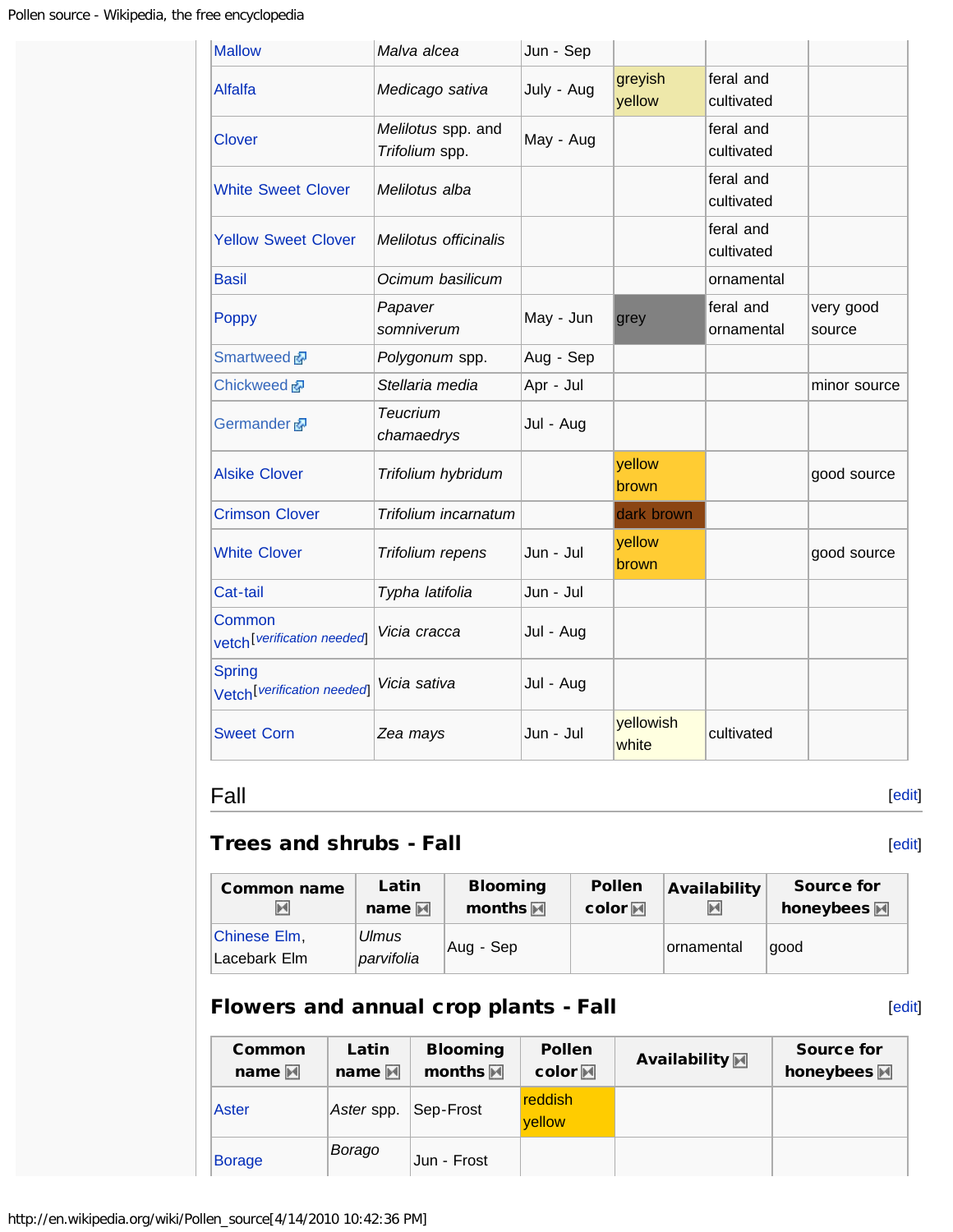| | | | | | |
|---|---|---|---|---|---|
| Mallow | *Malva alcea* | Jun - Sep | | | |
| Alfalfa | *Medicago sativa* | July - Aug | greyish yellow | feral and cultivated | |
| Clover | *Melilotus* spp. and *Trifolium* spp. | May - Aug | | feral and cultivated | |
| White Sweet Clover | *Melilotus alba* | | | feral and cultivated | |
| Yellow Sweet Clover | *Melilotus officinalis* | | | feral and cultivated | |
| Basil | *Ocimum basilicum* | | | ornamental | |
| Poppy | *Papaver somniverum* | May - Jun | grey | feral and ornamental | very good source |
| Smartweed | *Polygonum* spp. | Aug - Sep | | | |
| Chickweed | *Stellaria media* | Apr - Jul | | | minor source |
| Germander | *Teucrium chamaedrys* | Jul - Aug | | | |
| Alsike Clover | *Trifolium hybridum* | | yellow brown | | good source |
| Crimson Clover | *Trifolium incarnatum* | | dark brown | | |
| White Clover | *Trifolium repens* | Jun - Jul | yellow brown | | good source |
| Cat-tail | *Typha latifolia* | Jun - Jul | | | |
| Common vetch[verification needed] | *Vicia cracca* | Jul - Aug | | | |
| Spring Vetch[verification needed] | *Vicia sativa* | Jul - Aug | | | |
| Sweet Corn | *Zea mays* | Jun - Jul | yellowish white | cultivated | |

## Fall

### Trees and shrubs - Fall

| Common name | Latin name | Blooming months | Pollen color | Availability | Source for honeybees |
|---|---|---|---|---|---|
| Chinese Elm, Lacebark Elm | *Ulmus parvifolia* | Aug - Sep | | ornamental | good |

### Flowers and annual crop plants - Fall

| Common name | Latin name | Blooming months | Pollen color | Availability | Source for honeybees |
|---|---|---|---|---|---|
| Aster | *Aster* spp. | Sep-Frost | reddish yellow | | |
| Borage | *Borago* | Jun - Frost | | | |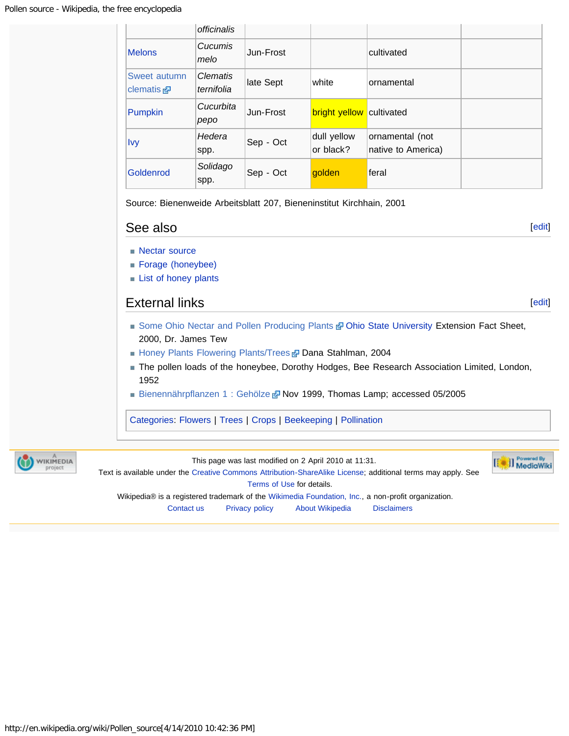| | | | | | |
|---|---|---|---|---|---|
| | *officinalis* | | | | |
| Melons | *Cucumis melo* | Jun-Frost | | cultivated | |
| Sweet autumn clematis | *Clematis ternifolia* | late Sept | white | ornamental | |
| Pumpkin | *Cucurbita pepo* | Jun-Frost | bright yellow | cultivated | |
| Ivy | *Hedera* spp. | Sep - Oct | dull yellow or black? | ornamental (not native to America) | |
| Goldenrod | *Solidago* spp. | Sep - Oct | golden | feral | |

Source: Bienenweide Arbeitsblatt 207, Bieneninstitut Kirchhain, 2001

## See also

- Nectar source
- Forage (honeybee)
- List of honey plants

## External links

- Some Ohio Nectar and Pollen Producing Plants Ohio State University Extension Fact Sheet, 2000, Dr. James Tew
- Honey Plants Flowering Plants/Trees Dana Stahlman, 2004
- The pollen loads of the honeybee, Dorothy Hodges, Bee Research Association Limited, London, 1952
- Bienennährpflanzen 1 : Gehölze Nov 1999, Thomas Lamp; accessed 05/2005

Categories: Flowers | Trees | Crops | Beekeeping | Pollination

This page was last modified on 2 April 2010 at 11:31.

Text is available under the Creative Commons Attribution-ShareAlike License; additional terms may apply. See Terms of Use for details.

Wikipedia® is a registered trademark of the Wikimedia Foundation, Inc., a non-profit organization.

Contact us Privacy policy About Wikipedia Disclaimers